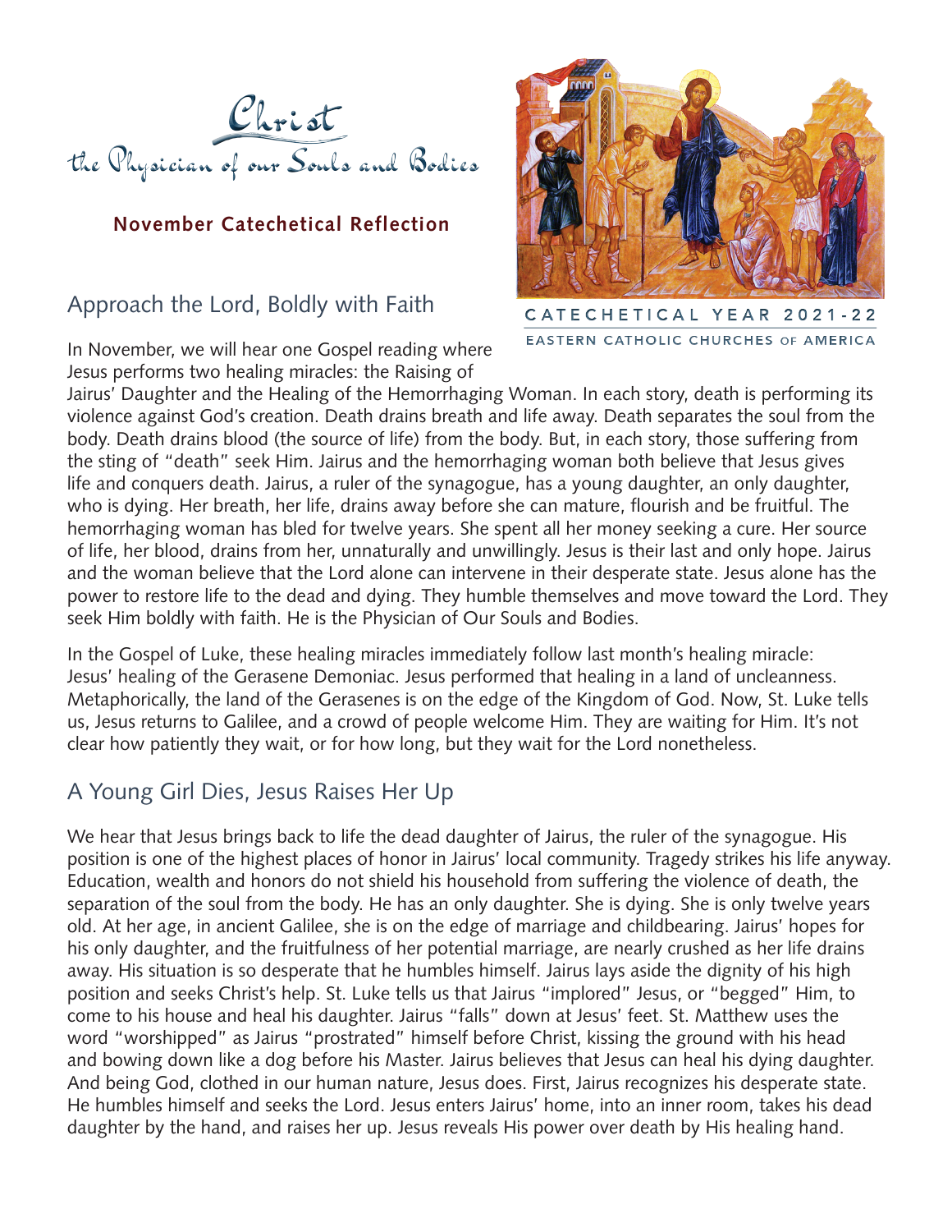# Christ
## the Physician of our Souls and Bodies

**November Catechetical Reflection**

CATECHETICAL YEAR 2021-22

EASTERN CATHOLIC CHURCHES OF AMERICA

## Approach the Lord, Boldly with Faith

In November, we will hear one Gospel reading where Jesus performs two healing miracles: the Raising of Jairus' Daughter and the Healing of the Hemorrhaging Woman. In each story, death is performing its violence against God's creation. Death drains breath and life away. Death separates the soul from the body. Death drains blood (the source of life) from the body. But, in each story, those suffering from the sting of "death" seek Him. Jairus and the hemorrhaging woman both believe that Jesus gives life and conquers death. Jairus, a ruler of the synagogue, has a young daughter, an only daughter, who is dying. Her breath, her life, drains away before she can mature, flourish and be fruitful. The hemorrhaging woman has bled for twelve years. She spent all her money seeking a cure. Her source of life, her blood, drains from her, unnaturally and unwillingly. Jesus is their last and only hope. Jairus and the woman believe that the Lord alone can intervene in their desperate state. Jesus alone has the power to restore life to the dead and dying. They humble themselves and move toward the Lord. They seek Him boldly with faith. He is the Physician of Our Souls and Bodies.

In the Gospel of Luke, these healing miracles immediately follow last month's healing miracle: Jesus' healing of the Gerasene Demoniac. Jesus performed that healing in a land of uncleanness. Metaphorically, the land of the Gerasenes is on the edge of the Kingdom of God. Now, St. Luke tells us, Jesus returns to Galilee, and a crowd of people welcome Him. They are waiting for Him. It's not clear how patiently they wait, or for how long, but they wait for the Lord nonetheless.

## A Young Girl Dies, Jesus Raises Her Up

We hear that Jesus brings back to life the dead daughter of Jairus, the ruler of the synagogue. His position is one of the highest places of honor in Jairus' local community. Tragedy strikes his life anyway. Education, wealth and honors do not shield his household from suffering the violence of death, the separation of the soul from the body. He has an only daughter. She is dying. She is only twelve years old. At her age, in ancient Galilee, she is on the edge of marriage and childbearing. Jairus' hopes for his only daughter, and the fruitfulness of her potential marriage, are nearly crushed as her life drains away. His situation is so desperate that he humbles himself. Jairus lays aside the dignity of his high position and seeks Christ's help. St. Luke tells us that Jairus "implored" Jesus, or "begged" Him, to come to his house and heal his daughter. Jairus "falls" down at Jesus' feet. St. Matthew uses the word "worshipped" as Jairus "prostrated" himself before Christ, kissing the ground with his head and bowing down like a dog before his Master. Jairus believes that Jesus can heal his dying daughter. And being God, clothed in our human nature, Jesus does. First, Jairus recognizes his desperate state. He humbles himself and seeks the Lord. Jesus enters Jairus' home, into an inner room, takes his dead daughter by the hand, and raises her up. Jesus reveals His power over death by His healing hand.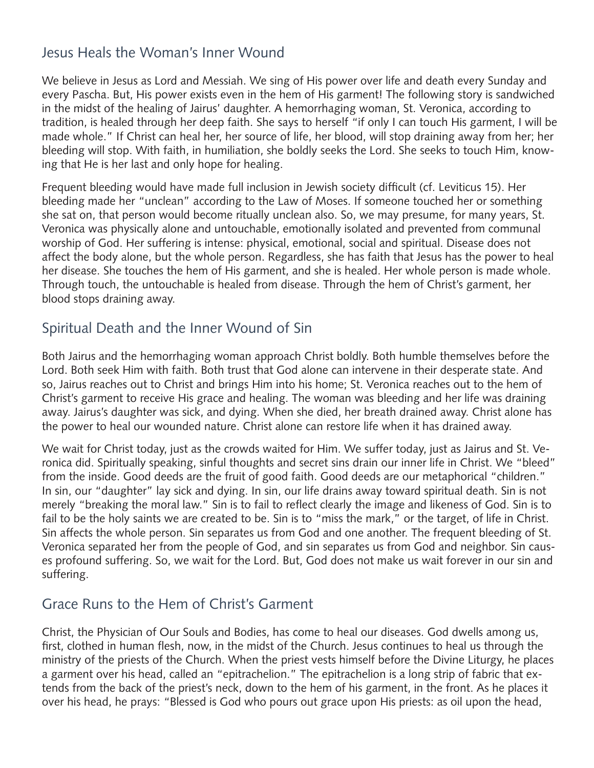## Jesus Heals the Woman's Inner Wound

We believe in Jesus as Lord and Messiah. We sing of His power over life and death every Sunday and every Pascha. But, His power exists even in the hem of His garment! The following story is sandwiched in the midst of the healing of Jairus' daughter. A hemorrhaging woman, St. Veronica, according to tradition, is healed through her deep faith. She says to herself "if only I can touch His garment, I will be made whole." If Christ can heal her, her source of life, her blood, will stop draining away from her; her bleeding will stop. With faith, in humiliation, she boldly seeks the Lord. She seeks to touch Him, knowing that He is her last and only hope for healing.

Frequent bleeding would have made full inclusion in Jewish society difficult (cf. Leviticus 15). Her bleeding made her "unclean" according to the Law of Moses. If someone touched her or something she sat on, that person would become ritually unclean also. So, we may presume, for many years, St. Veronica was physically alone and untouchable, emotionally isolated and prevented from communal worship of God. Her suffering is intense: physical, emotional, social and spiritual. Disease does not affect the body alone, but the whole person. Regardless, she has faith that Jesus has the power to heal her disease. She touches the hem of His garment, and she is healed. Her whole person is made whole. Through touch, the untouchable is healed from disease. Through the hem of Christ's garment, her blood stops draining away.

## Spiritual Death and the Inner Wound of Sin

Both Jairus and the hemorrhaging woman approach Christ boldly. Both humble themselves before the Lord. Both seek Him with faith. Both trust that God alone can intervene in their desperate state. And so, Jairus reaches out to Christ and brings Him into his home; St. Veronica reaches out to the hem of Christ's garment to receive His grace and healing. The woman was bleeding and her life was draining away. Jairus's daughter was sick, and dying. When she died, her breath drained away. Christ alone has the power to heal our wounded nature. Christ alone can restore life when it has drained away.

We wait for Christ today, just as the crowds waited for Him. We suffer today, just as Jairus and St. Veronica did. Spiritually speaking, sinful thoughts and secret sins drain our inner life in Christ. We "bleed" from the inside. Good deeds are the fruit of good faith. Good deeds are our metaphorical "children." In sin, our "daughter" lay sick and dying. In sin, our life drains away toward spiritual death. Sin is not merely "breaking the moral law." Sin is to fail to reflect clearly the image and likeness of God. Sin is to fail to be the holy saints we are created to be. Sin is to "miss the mark," or the target, of life in Christ. Sin affects the whole person. Sin separates us from God and one another. The frequent bleeding of St. Veronica separated her from the people of God, and sin separates us from God and neighbor. Sin causes profound suffering. So, we wait for the Lord. But, God does not make us wait forever in our sin and suffering.

## Grace Runs to the Hem of Christ's Garment

Christ, the Physician of Our Souls and Bodies, has come to heal our diseases. God dwells among us, first, clothed in human flesh, now, in the midst of the Church. Jesus continues to heal us through the ministry of the priests of the Church. When the priest vests himself before the Divine Liturgy, he places a garment over his head, called an "epitrachelion." The epitrachelion is a long strip of fabric that extends from the back of the priest's neck, down to the hem of his garment, in the front. As he places it over his head, he prays: "Blessed is God who pours out grace upon His priests: as oil upon the head,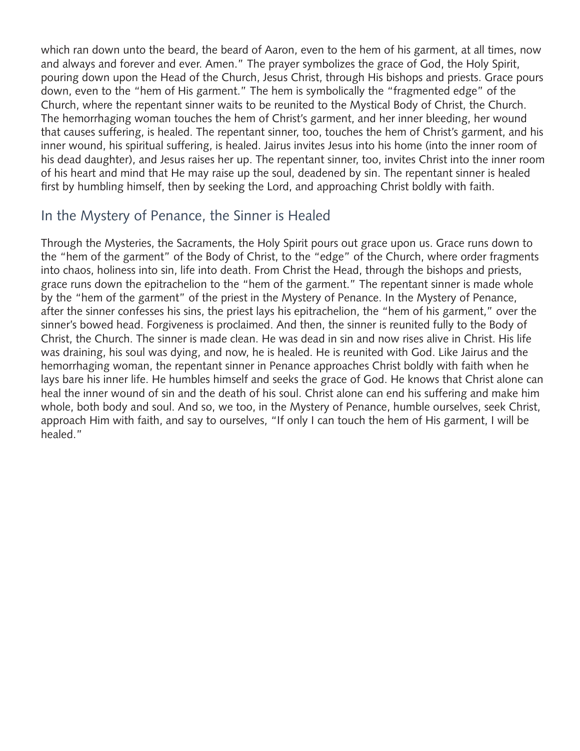which ran down unto the beard, the beard of Aaron, even to the hem of his garment, at all times, now and always and forever and ever. Amen." The prayer symbolizes the grace of God, the Holy Spirit, pouring down upon the Head of the Church, Jesus Christ, through His bishops and priests. Grace pours down, even to the "hem of His garment." The hem is symbolically the "fragmented edge" of the Church, where the repentant sinner waits to be reunited to the Mystical Body of Christ, the Church. The hemorrhaging woman touches the hem of Christ's garment, and her inner bleeding, her wound that causes suffering, is healed. The repentant sinner, too, touches the hem of Christ's garment, and his inner wound, his spiritual suffering, is healed. Jairus invites Jesus into his home (into the inner room of his dead daughter), and Jesus raises her up. The repentant sinner, too, invites Christ into the inner room of his heart and mind that He may raise up the soul, deadened by sin. The repentant sinner is healed first by humbling himself, then by seeking the Lord, and approaching Christ boldly with faith.

## In the Mystery of Penance, the Sinner is Healed

Through the Mysteries, the Sacraments, the Holy Spirit pours out grace upon us. Grace runs down to the "hem of the garment" of the Body of Christ, to the "edge" of the Church, where order fragments into chaos, holiness into sin, life into death. From Christ the Head, through the bishops and priests, grace runs down the epitrachelion to the "hem of the garment." The repentant sinner is made whole by the "hem of the garment" of the priest in the Mystery of Penance. In the Mystery of Penance, after the sinner confesses his sins, the priest lays his epitrachelion, the "hem of his garment," over the sinner's bowed head. Forgiveness is proclaimed. And then, the sinner is reunited fully to the Body of Christ, the Church. The sinner is made clean. He was dead in sin and now rises alive in Christ. His life was draining, his soul was dying, and now, he is healed. He is reunited with God. Like Jairus and the hemorrhaging woman, the repentant sinner in Penance approaches Christ boldly with faith when he lays bare his inner life. He humbles himself and seeks the grace of God. He knows that Christ alone can heal the inner wound of sin and the death of his soul. Christ alone can end his suffering and make him whole, both body and soul. And so, we too, in the Mystery of Penance, humble ourselves, seek Christ, approach Him with faith, and say to ourselves, "If only I can touch the hem of His garment, I will be healed."